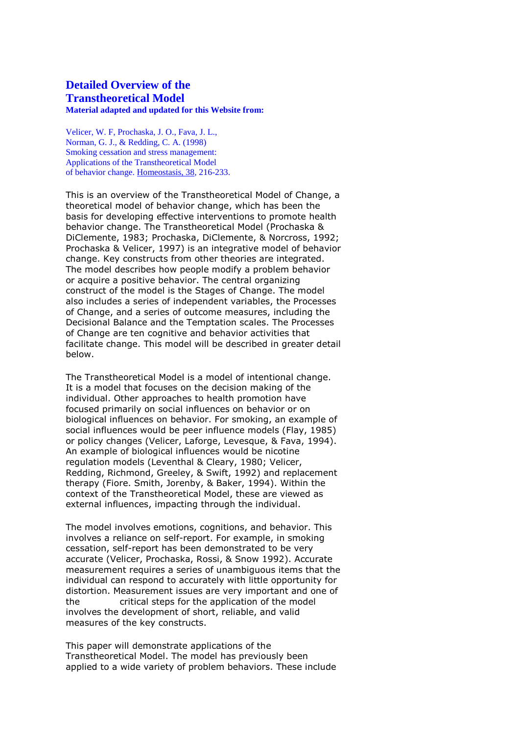# Detailed Overview of the Transtheoretical Model

**Material adapted and updated for this Website from:**

Velicer, W. F, Prochaska, J. O., Fava, J. L., Norman, G. J., & Redding, C. A. (1998) Smoking cessation and stress management: Applications of the Transtheoretical Model of behavior change. Homeostasis, 38, 216-233.

This is an overview of the Transtheoretical Model of Change, a theoretical model of behavior change, which has been the basis for developing effective interventions to promote health behavior change. The Transtheoretical Model (Prochaska & DiClemente, 1983; Prochaska, DiClemente, & Norcross, 1992; Prochaska & Velicer, 1997) is an integrative model of behavior change. Key constructs from other theories are integrated. The model describes how people modify a problem behavior or acquire a positive behavior. The central organizing construct of the model is the Stages of Change. The model also includes a series of independent variables, the Processes of Change, and a series of outcome measures, including the Decisional Balance and the Temptation scales. The Processes of Change are ten cognitive and behavior activities that facilitate change. This model will be described in greater detail below.

The Transtheoretical Model is a model of intentional change. It is a model that focuses on the decision making of the individual. Other approaches to health promotion have focused primarily on social influences on behavior or on biological influences on behavior. For smoking, an example of social influences would be peer influence models (Flay, 1985) or policy changes (Velicer, Laforge, Levesque, & Fava, 1994). An example of biological influences would be nicotine regulation models (Leventhal & Cleary, 1980; Velicer, Redding, Richmond, Greeley, & Swift, 1992) and replacement therapy (Fiore. Smith, Jorenby, & Baker, 1994). Within the context of the Transtheoretical Model, these are viewed as external influences, impacting through the individual.

The model involves emotions, cognitions, and behavior. This involves a reliance on self-report. For example, in smoking cessation, self-report has been demonstrated to be very accurate (Velicer, Prochaska, Rossi, & Snow 1992). Accurate measurement requires a series of unambiguous items that the individual can respond to accurately with little opportunity for distortion. Measurement issues are very important and one of the critical steps for the application of the model involves the development of short, reliable, and valid measures of the key constructs.

This paper will demonstrate applications of the Transtheoretical Model. The model has previously been applied to a wide variety of problem behaviors. These include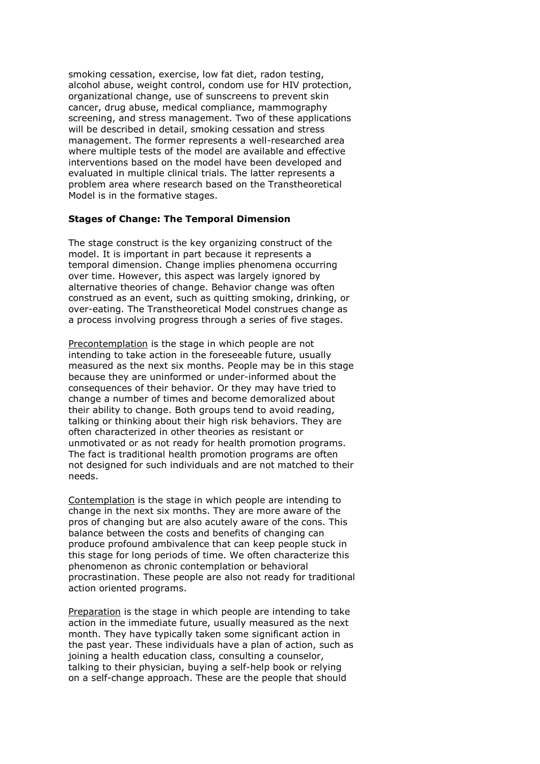smoking cessation, exercise, low fat diet, radon testing, alcohol abuse, weight control, condom use for HIV protection, organizational change, use of sunscreens to prevent skin cancer, drug abuse, medical compliance, mammography screening, and stress management. Two of these applications will be described in detail, smoking cessation and stress management. The former represents a well-researched area where multiple tests of the model are available and effective interventions based on the model have been developed and evaluated in multiple clinical trials. The latter represents a problem area where research based on the Transtheoretical Model is in the formative stages.

**Stages of Change: The Temporal Dimension**

The stage construct is the key organizing construct of the model. It is important in part because it represents a temporal dimension. Change implies phenomena occurring over time. However, this aspect was largely ignored by alternative theories of change. Behavior change was often construed as an event, such as quitting smoking, drinking, or over-eating. The Transtheoretical Model construes change as a process involving progress through a series of five stages.

<u>Precontemplation</u> is the stage in which people are not intending to take action in the foreseeable future, usually measured as the next six months. People may be in this stage because they are uninformed or under-informed about the consequences of their behavior. Or they may have tried to change a number of times and become demoralized about their ability to change. Both groups tend to avoid reading, talking or thinking about their high risk behaviors. They are often characterized in other theories as resistant or unmotivated or as not ready for health promotion programs. The fact is traditional health promotion programs are often not designed for such individuals and are not matched to their needs.

<u>Contemplation</u> is the stage in which people are intending to change in the next six months. They are more aware of the pros of changing but are also acutely aware of the cons. This balance between the costs and benefits of changing can produce profound ambivalence that can keep people stuck in this stage for long periods of time. We often characterize this phenomenon as chronic contemplation or behavioral procrastination. These people are also not ready for traditional action oriented programs.

<u>Preparation</u> is the stage in which people are intending to take action in the immediate future, usually measured as the next month. They have typically taken some significant action in the past year. These individuals have a plan of action, such as joining a health education class, consulting a counselor, talking to their physician, buying a self-help book or relying on a self-change approach. These are the people that should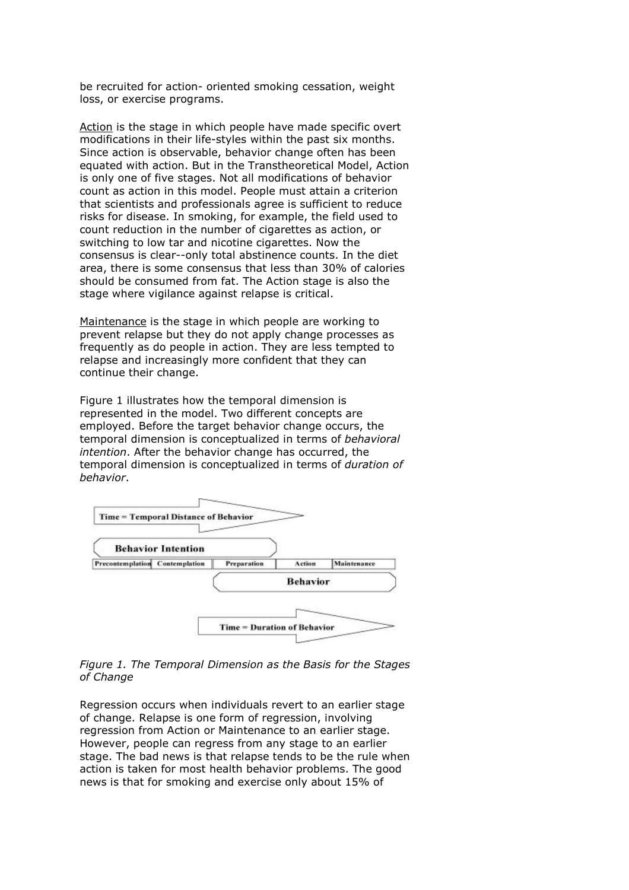be recruited for action- oriented smoking cessation, weight loss, or exercise programs.

Action is the stage in which people have made specific overt modifications in their life-styles within the past six months. Since action is observable, behavior change often has been equated with action. But in the Transtheoretical Model, Action is only one of five stages. Not all modifications of behavior count as action in this model. People must attain a criterion that scientists and professionals agree is sufficient to reduce risks for disease. In smoking, for example, the field used to count reduction in the number of cigarettes as action, or switching to low tar and nicotine cigarettes. Now the consensus is clear--only total abstinence counts. In the diet area, there is some consensus that less than 30% of calories should be consumed from fat. The Action stage is also the stage where vigilance against relapse is critical.

Maintenance is the stage in which people are working to prevent relapse but they do not apply change processes as frequently as do people in action. They are less tempted to relapse and increasingly more confident that they can continue their change.

Figure 1 illustrates how the temporal dimension is represented in the model. Two different concepts are employed. Before the target behavior change occurs, the temporal dimension is conceptualized in terms of *behavioral intention*. After the behavior change has occurred, the temporal dimension is conceptualized in terms of *duration of behavior*.

*Figure 1. The Temporal Dimension as the Basis for the Stages of Change*

Regression occurs when individuals revert to an earlier stage of change. Relapse is one form of regression, involving regression from Action or Maintenance to an earlier stage. However, people can regress from any stage to an earlier stage. The bad news is that relapse tends to be the rule when action is taken for most health behavior problems. The good news is that for smoking and exercise only about 15% of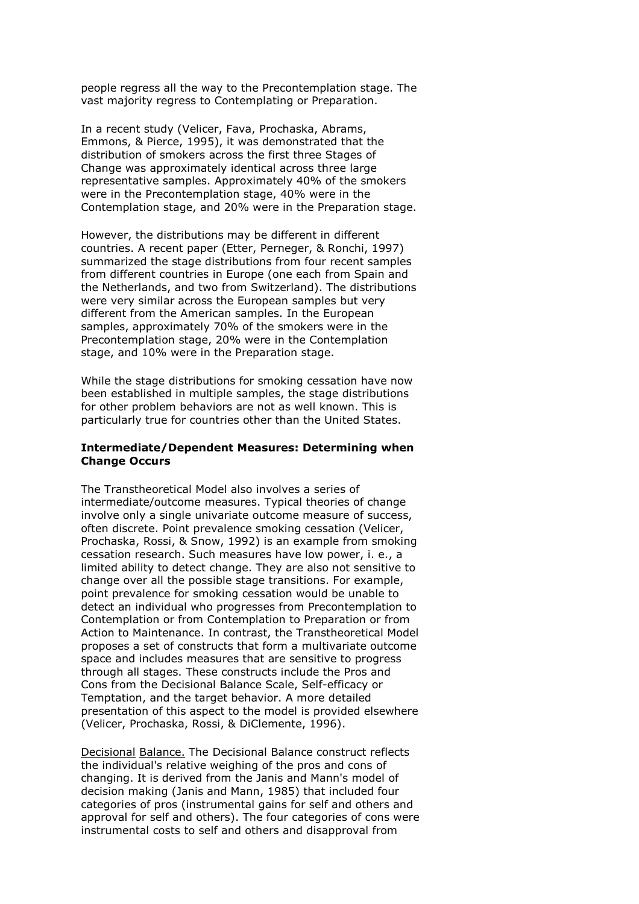people regress all the way to the Precontemplation stage. The vast majority regress to Contemplating or Preparation.

In a recent study (Velicer, Fava, Prochaska, Abrams, Emmons, & Pierce, 1995), it was demonstrated that the distribution of smokers across the first three Stages of Change was approximately identical across three large representative samples. Approximately 40% of the smokers were in the Precontemplation stage, 40% were in the Contemplation stage, and 20% were in the Preparation stage.

However, the distributions may be different in different countries. A recent paper (Etter, Perneger, & Ronchi, 1997) summarized the stage distributions from four recent samples from different countries in Europe (one each from Spain and the Netherlands, and two from Switzerland). The distributions were very similar across the European samples but very different from the American samples. In the European samples, approximately 70% of the smokers were in the Precontemplation stage, 20% were in the Contemplation stage, and 10% were in the Preparation stage.

While the stage distributions for smoking cessation have now been established in multiple samples, the stage distributions for other problem behaviors are not as well known. This is particularly true for countries other than the United States.

### Intermediate/Dependent Measures: Determining when Change Occurs

The Transtheoretical Model also involves a series of intermediate/outcome measures. Typical theories of change involve only a single univariate outcome measure of success, often discrete. Point prevalence smoking cessation (Velicer, Prochaska, Rossi, & Snow, 1992) is an example from smoking cessation research. Such measures have low power, i. e., a limited ability to detect change. They are also not sensitive to change over all the possible stage transitions. For example, point prevalence for smoking cessation would be unable to detect an individual who progresses from Precontemplation to Contemplation or from Contemplation to Preparation or from Action to Maintenance. In contrast, the Transtheoretical Model proposes a set of constructs that form a multivariate outcome space and includes measures that are sensitive to progress through all stages. These constructs include the Pros and Cons from the Decisional Balance Scale, Self-efficacy or Temptation, and the target behavior. A more detailed presentation of this aspect to the model is provided elsewhere (Velicer, Prochaska, Rossi, & DiClemente, 1996).

Decisional Balance. The Decisional Balance construct reflects the individual's relative weighing of the pros and cons of changing. It is derived from the Janis and Mann's model of decision making (Janis and Mann, 1985) that included four categories of pros (instrumental gains for self and others and approval for self and others). The four categories of cons were instrumental costs to self and others and disapproval from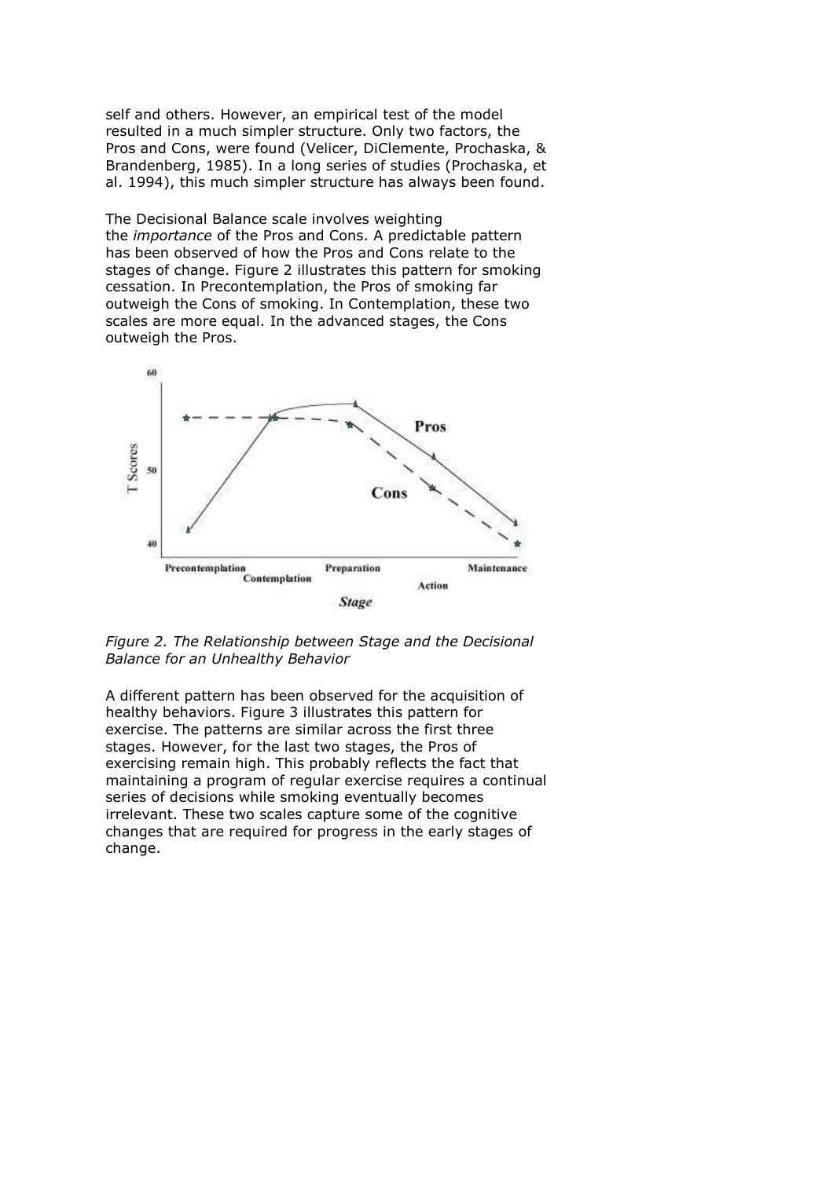self and others. However, an empirical test of the model resulted in a much simpler structure. Only two factors, the Pros and Cons, were found (Velicer, DiClemente, Prochaska, & Brandenberg, 1985). In a long series of studies (Prochaska, et al. 1994), this much simpler structure has always been found.

The Decisional Balance scale involves weighting the *importance* of the Pros and Cons. A predictable pattern has been observed of how the Pros and Cons relate to the stages of change. Figure 2 illustrates this pattern for smoking cessation. In Precontemplation, the Pros of smoking far outweigh the Cons of smoking. In Contemplation, these two scales are more equal. In the advanced stages, the Cons outweigh the Pros.

*Figure 2. The Relationship between Stage and the Decisional Balance for an Unhealthy Behavior*

A different pattern has been observed for the acquisition of healthy behaviors. Figure 3 illustrates this pattern for exercise. The patterns are similar across the first three stages. However, for the last two stages, the Pros of exercising remain high. This probably reflects the fact that maintaining a program of regular exercise requires a continual series of decisions while smoking eventually becomes irrelevant. These two scales capture some of the cognitive changes that are required for progress in the early stages of change.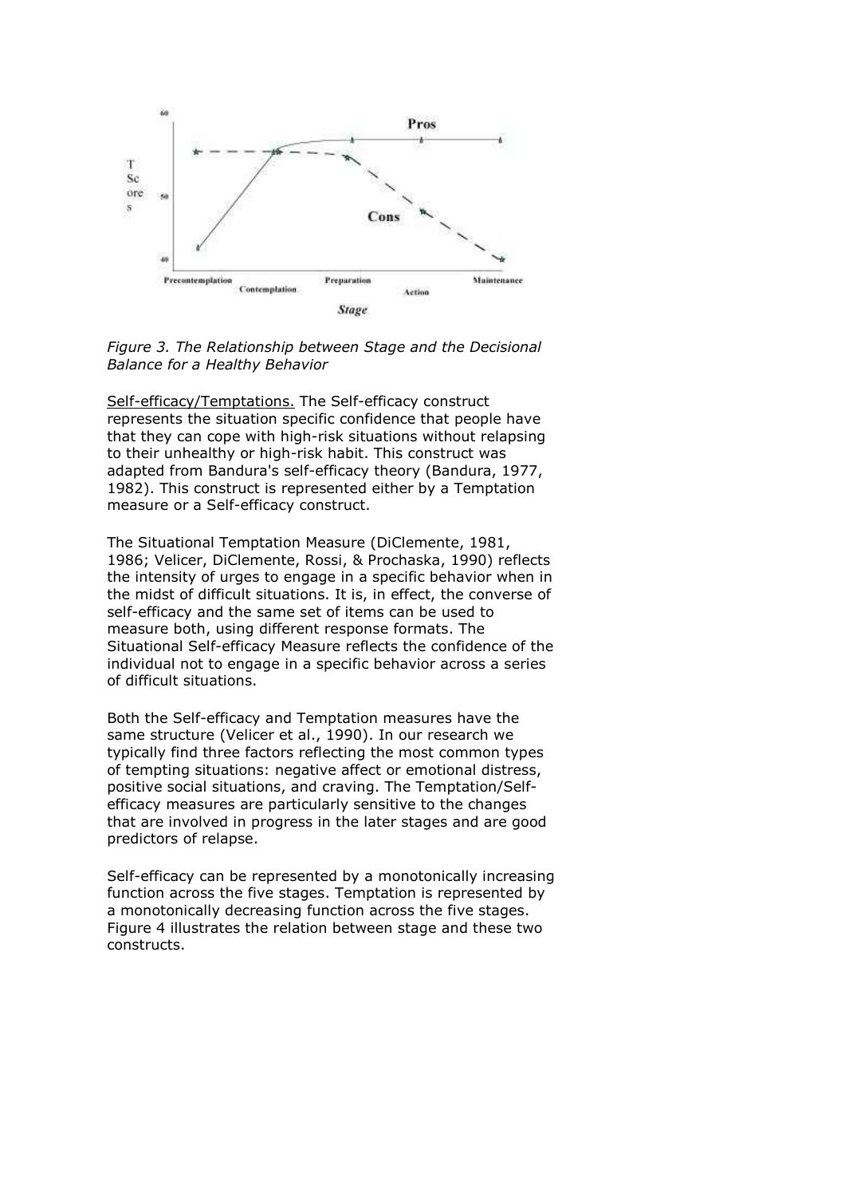*Figure 3. The Relationship between Stage and the Decisional Balance for a Healthy Behavior*

Self-efficacy/Temptations. The Self-efficacy construct represents the situation specific confidence that people have that they can cope with high-risk situations without relapsing to their unhealthy or high-risk habit. This construct was adapted from Bandura's self-efficacy theory (Bandura, 1977, 1982). This construct is represented either by a Temptation measure or a Self-efficacy construct.

The Situational Temptation Measure (DiClemente, 1981, 1986; Velicer, DiClemente, Rossi, & Prochaska, 1990) reflects the intensity of urges to engage in a specific behavior when in the midst of difficult situations. It is, in effect, the converse of self-efficacy and the same set of items can be used to measure both, using different response formats. The Situational Self-efficacy Measure reflects the confidence of the individual not to engage in a specific behavior across a series of difficult situations.

Both the Self-efficacy and Temptation measures have the same structure (Velicer et al., 1990). In our research we typically find three factors reflecting the most common types of tempting situations: negative affect or emotional distress, positive social situations, and craving. The Temptation/Self-efficacy measures are particularly sensitive to the changes that are involved in progress in the later stages and are good predictors of relapse.

Self-efficacy can be represented by a monotonically increasing function across the five stages. Temptation is represented by a monotonically decreasing function across the five stages. Figure 4 illustrates the relation between stage and these two constructs.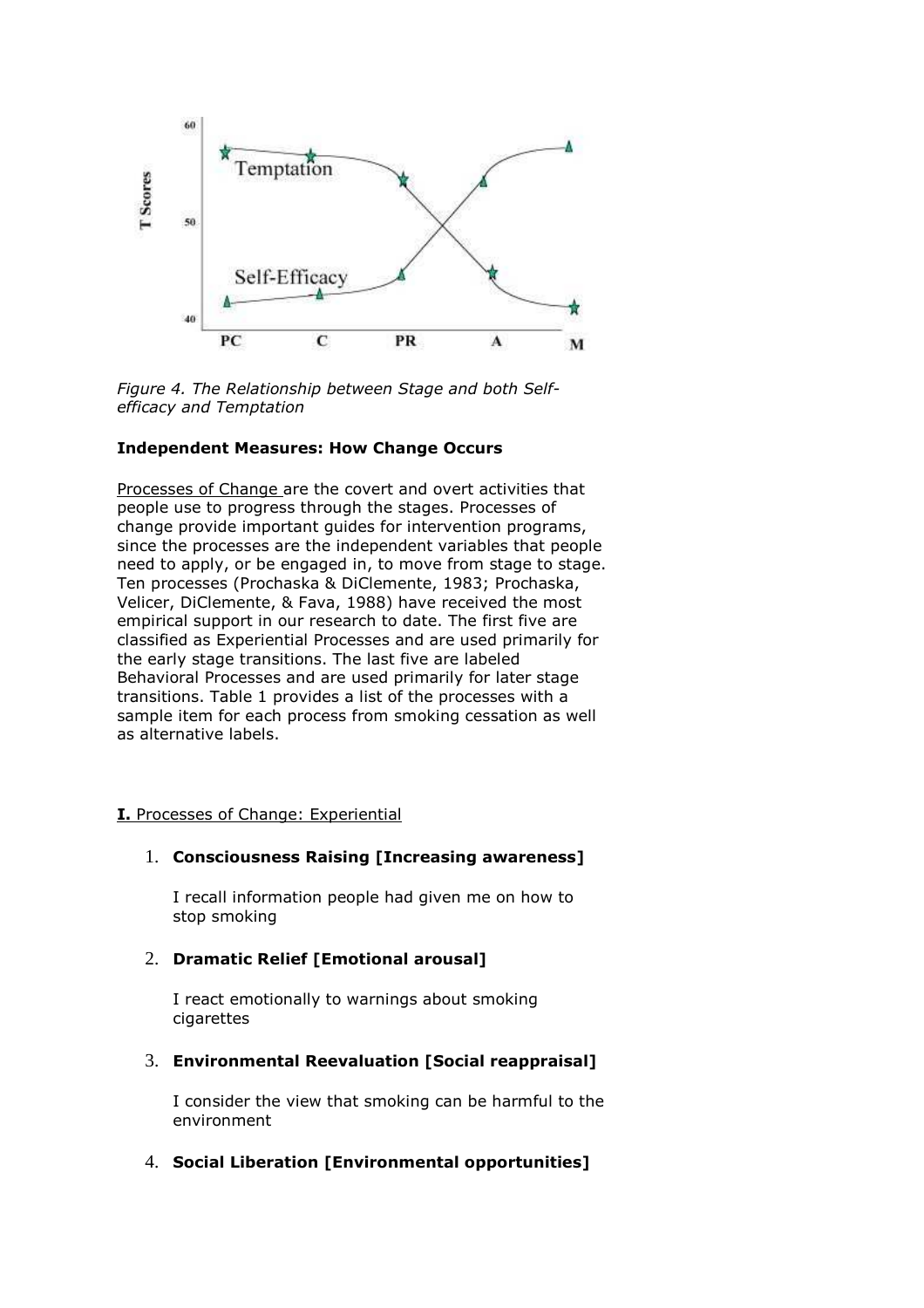*Figure 4. The Relationship between Stage and both Self-efficacy and Temptation*

**Independent Measures: How Change Occurs**

Processes of Change are the covert and overt activities that people use to progress through the stages. Processes of change provide important guides for intervention programs, since the processes are the independent variables that people need to apply, or be engaged in, to move from stage to stage. Ten processes (Prochaska & DiClemente, 1983; Prochaska, Velicer, DiClemente, & Fava, 1988) have received the most empirical support in our research to date. The first five are classified as Experiential Processes and are used primarily for the early stage transitions. The last five are labeled Behavioral Processes and are used primarily for later stage transitions. Table 1 provides a list of the processes with a sample item for each process from smoking cessation as well as alternative labels.

**I.** Processes of Change: Experiential

1. **Consciousness Raising [Increasing awareness]**

   I recall information people had given me on how to stop smoking

2. **Dramatic Relief [Emotional arousal]**

   I react emotionally to warnings about smoking cigarettes

3. **Environmental Reevaluation [Social reappraisal]**

   I consider the view that smoking can be harmful to the environment

4. **Social Liberation [Environmental opportunities]**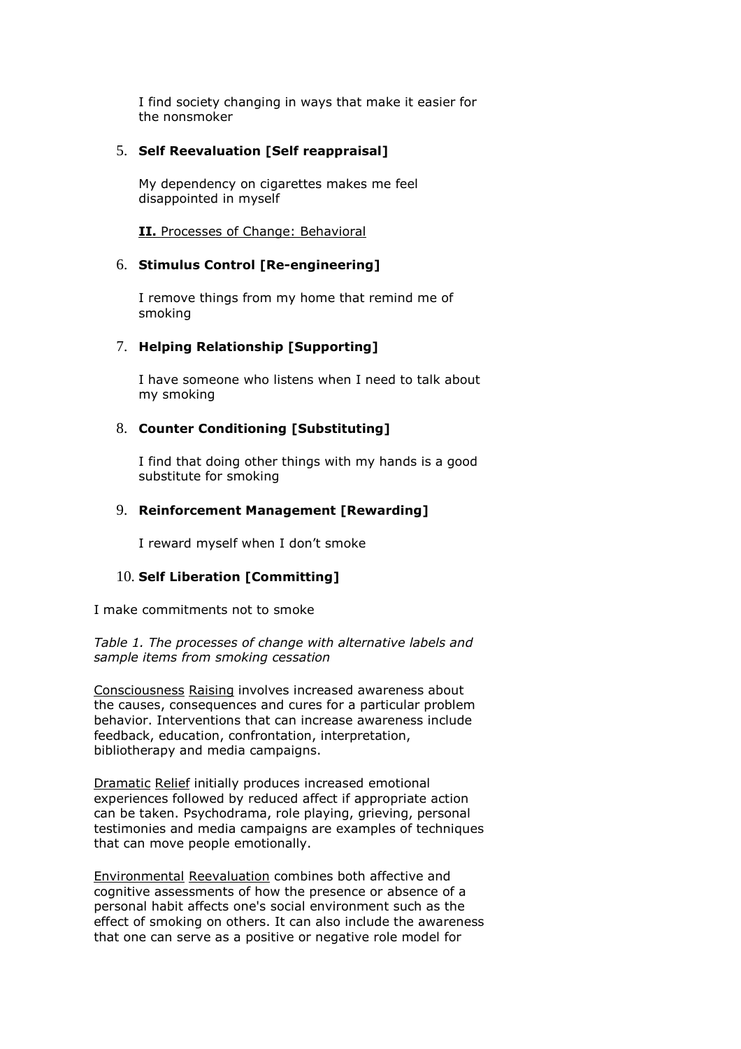I find society changing in ways that make it easier for the nonsmoker

5. **Self Reevaluation [Self reappraisal]**

   My dependency on cigarettes makes me feel disappointed in myself

   **II.** Processes of Change: Behavioral

6. **Stimulus Control [Re-engineering]**

   I remove things from my home that remind me of smoking

7. **Helping Relationship [Supporting]**

   I have someone who listens when I need to talk about my smoking

8. **Counter Conditioning [Substituting]**

   I find that doing other things with my hands is a good substitute for smoking

9. **Reinforcement Management [Rewarding]**

   I reward myself when I don't smoke

10. **Self Liberation [Committing]**

I make commitments not to smoke

*Table 1. The processes of change with alternative labels and sample items from smoking cessation*

Consciousness Raising involves increased awareness about the causes, consequences and cures for a particular problem behavior. Interventions that can increase awareness include feedback, education, confrontation, interpretation, bibliotherapy and media campaigns.

Dramatic Relief initially produces increased emotional experiences followed by reduced affect if appropriate action can be taken. Psychodrama, role playing, grieving, personal testimonies and media campaigns are examples of techniques that can move people emotionally.

Environmental Reevaluation combines both affective and cognitive assessments of how the presence or absence of a personal habit affects one's social environment such as the effect of smoking on others. It can also include the awareness that one can serve as a positive or negative role model for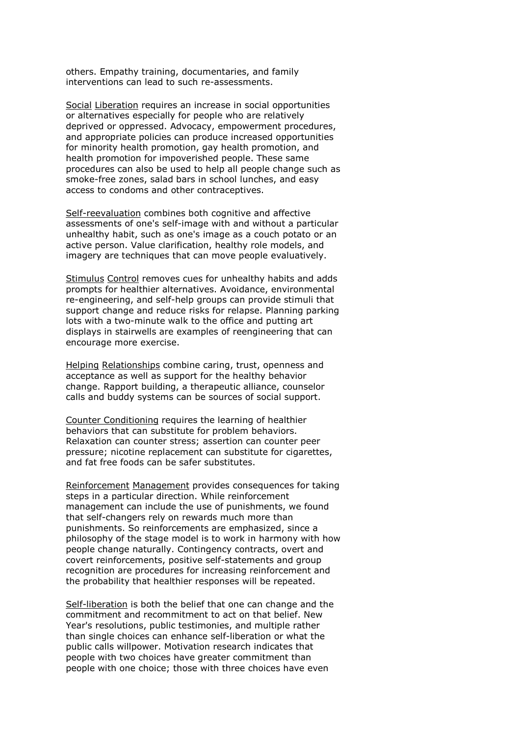others. Empathy training, documentaries, and family interventions can lead to such re-assessments.

Social Liberation requires an increase in social opportunities or alternatives especially for people who are relatively deprived or oppressed. Advocacy, empowerment procedures, and appropriate policies can produce increased opportunities for minority health promotion, gay health promotion, and health promotion for impoverished people. These same procedures can also be used to help all people change such as smoke-free zones, salad bars in school lunches, and easy access to condoms and other contraceptives.

Self-reevaluation combines both cognitive and affective assessments of one's self-image with and without a particular unhealthy habit, such as one's image as a couch potato or an active person. Value clarification, healthy role models, and imagery are techniques that can move people evaluatively.

Stimulus Control removes cues for unhealthy habits and adds prompts for healthier alternatives. Avoidance, environmental re-engineering, and self-help groups can provide stimuli that support change and reduce risks for relapse. Planning parking lots with a two-minute walk to the office and putting art displays in stairwells are examples of reengineering that can encourage more exercise.

Helping Relationships combine caring, trust, openness and acceptance as well as support for the healthy behavior change. Rapport building, a therapeutic alliance, counselor calls and buddy systems can be sources of social support.

Counter Conditioning requires the learning of healthier behaviors that can substitute for problem behaviors. Relaxation can counter stress; assertion can counter peer pressure; nicotine replacement can substitute for cigarettes, and fat free foods can be safer substitutes.

Reinforcement Management provides consequences for taking steps in a particular direction. While reinforcement management can include the use of punishments, we found that self-changers rely on rewards much more than punishments. So reinforcements are emphasized, since a philosophy of the stage model is to work in harmony with how people change naturally. Contingency contracts, overt and covert reinforcements, positive self-statements and group recognition are procedures for increasing reinforcement and the probability that healthier responses will be repeated.

Self-liberation is both the belief that one can change and the commitment and recommitment to act on that belief. New Year's resolutions, public testimonies, and multiple rather than single choices can enhance self-liberation or what the public calls willpower. Motivation research indicates that people with two choices have greater commitment than people with one choice; those with three choices have even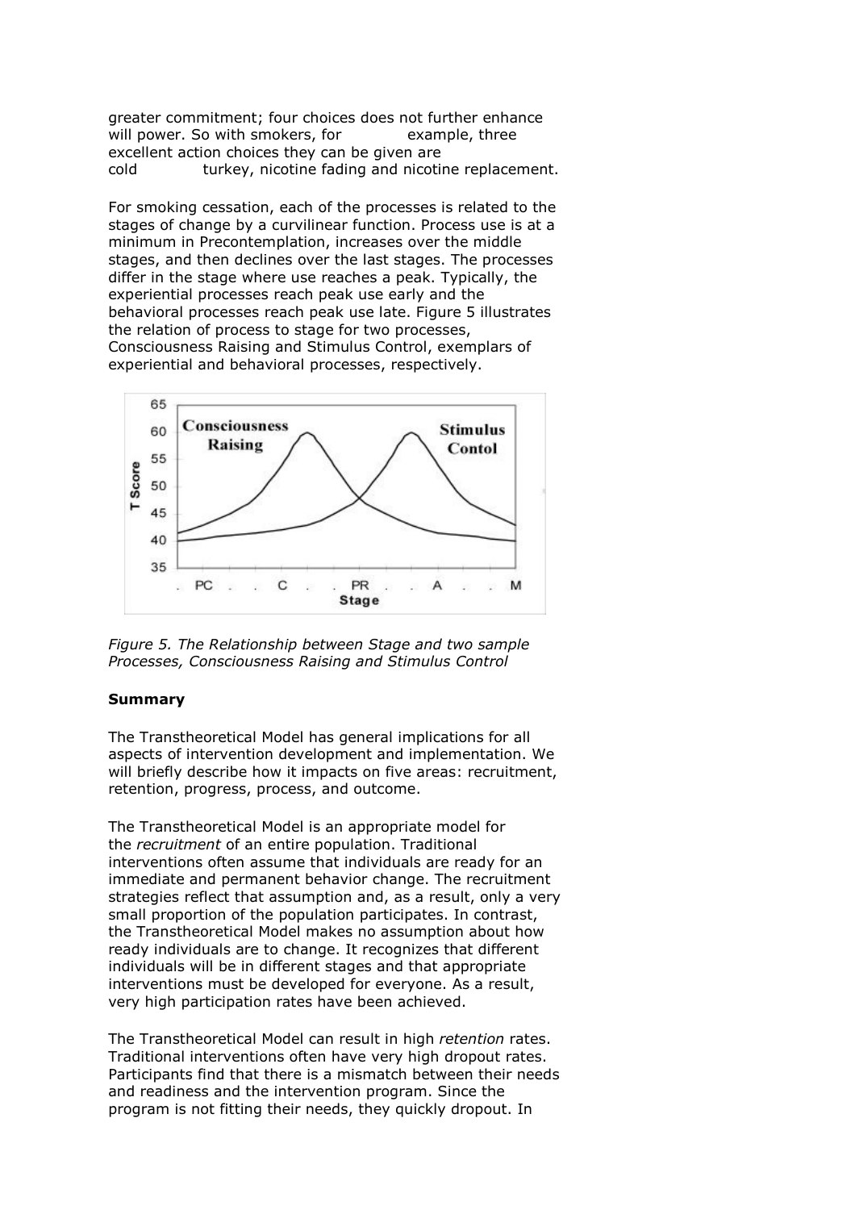greater commitment; four choices does not further enhance will power. So with smokers, for example, three excellent action choices they can be given are cold turkey, nicotine fading and nicotine replacement.

For smoking cessation, each of the processes is related to the stages of change by a curvilinear function. Process use is at a minimum in Precontemplation, increases over the middle stages, and then declines over the last stages. The processes differ in the stage where use reaches a peak. Typically, the experiential processes reach peak use early and the behavioral processes reach peak use late. Figure 5 illustrates the relation of process to stage for two processes, Consciousness Raising and Stimulus Control, exemplars of experiential and behavioral processes, respectively.

*Figure 5. The Relationship between Stage and two sample Processes, Consciousness Raising and Stimulus Control*

**Summary**

The Transtheoretical Model has general implications for all aspects of intervention development and implementation. We will briefly describe how it impacts on five areas: recruitment, retention, progress, process, and outcome.

The Transtheoretical Model is an appropriate model for the *recruitment* of an entire population. Traditional interventions often assume that individuals are ready for an immediate and permanent behavior change. The recruitment strategies reflect that assumption and, as a result, only a very small proportion of the population participates. In contrast, the Transtheoretical Model makes no assumption about how ready individuals are to change. It recognizes that different individuals will be in different stages and that appropriate interventions must be developed for everyone. As a result, very high participation rates have been achieved.

The Transtheoretical Model can result in high *retention* rates. Traditional interventions often have very high dropout rates. Participants find that there is a mismatch between their needs and readiness and the intervention program. Since the program is not fitting their needs, they quickly dropout. In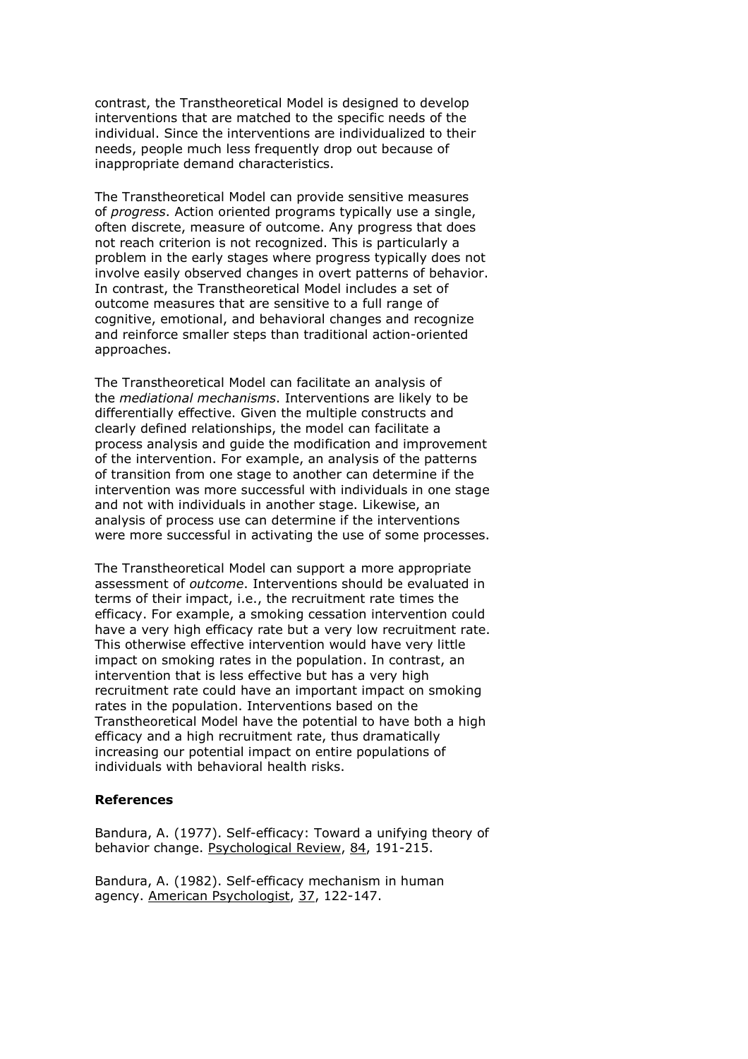contrast, the Transtheoretical Model is designed to develop interventions that are matched to the specific needs of the individual. Since the interventions are individualized to their needs, people much less frequently drop out because of inappropriate demand characteristics.

The Transtheoretical Model can provide sensitive measures of *progress*. Action oriented programs typically use a single, often discrete, measure of outcome. Any progress that does not reach criterion is not recognized. This is particularly a problem in the early stages where progress typically does not involve easily observed changes in overt patterns of behavior. In contrast, the Transtheoretical Model includes a set of outcome measures that are sensitive to a full range of cognitive, emotional, and behavioral changes and recognize and reinforce smaller steps than traditional action-oriented approaches.

The Transtheoretical Model can facilitate an analysis of the *mediational mechanisms*. Interventions are likely to be differentially effective. Given the multiple constructs and clearly defined relationships, the model can facilitate a process analysis and guide the modification and improvement of the intervention. For example, an analysis of the patterns of transition from one stage to another can determine if the intervention was more successful with individuals in one stage and not with individuals in another stage. Likewise, an analysis of process use can determine if the interventions were more successful in activating the use of some processes.

The Transtheoretical Model can support a more appropriate assessment of *outcome*. Interventions should be evaluated in terms of their impact, i.e., the recruitment rate times the efficacy. For example, a smoking cessation intervention could have a very high efficacy rate but a very low recruitment rate. This otherwise effective intervention would have very little impact on smoking rates in the population. In contrast, an intervention that is less effective but has a very high recruitment rate could have an important impact on smoking rates in the population. Interventions based on the Transtheoretical Model have the potential to have both a high efficacy and a high recruitment rate, thus dramatically increasing our potential impact on entire populations of individuals with behavioral health risks.

**References**

Bandura, A. (1977). Self-efficacy: Toward a unifying theory of behavior change. Psychological Review, 84, 191-215.

Bandura, A. (1982). Self-efficacy mechanism in human agency. American Psychologist, 37, 122-147.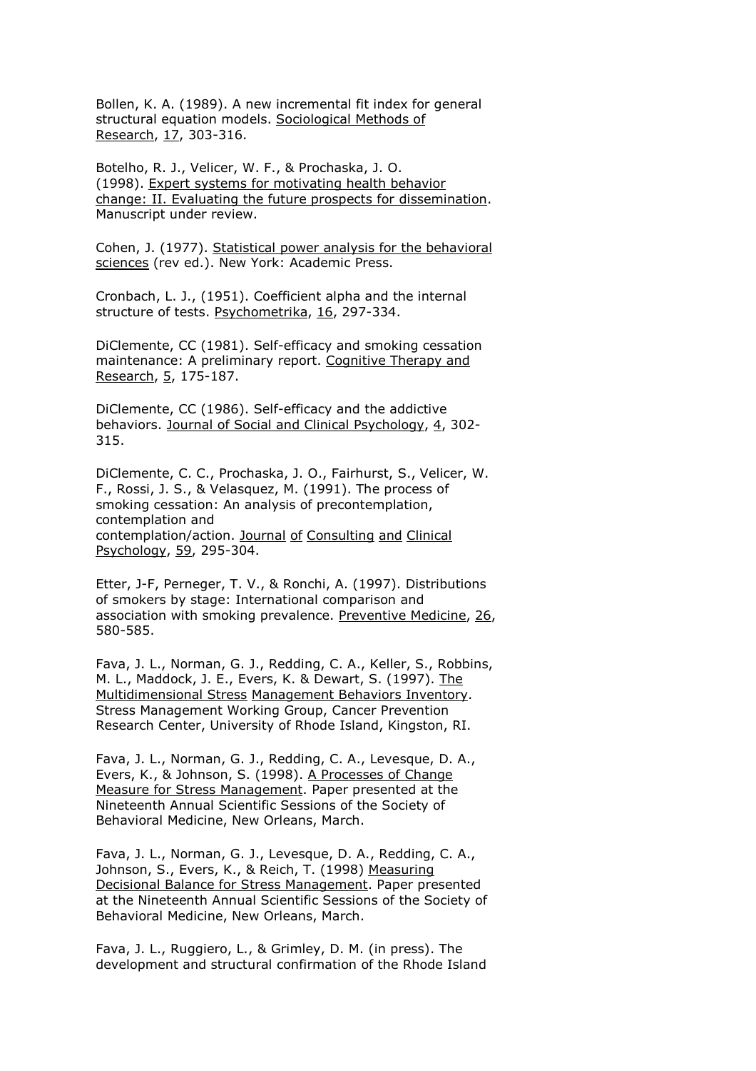Bollen, K. A. (1989). A new incremental fit index for general structural equation models. Sociological Methods of Research, 17, 303-316.

Botelho, R. J., Velicer, W. F., & Prochaska, J. O. (1998). Expert systems for motivating health behavior change: II. Evaluating the future prospects for dissemination. Manuscript under review.

Cohen, J. (1977). Statistical power analysis for the behavioral sciences (rev ed.). New York: Academic Press.

Cronbach, L. J., (1951). Coefficient alpha and the internal structure of tests. Psychometrika, 16, 297-334.

DiClemente, CC (1981). Self-efficacy and smoking cessation maintenance: A preliminary report. Cognitive Therapy and Research, 5, 175-187.

DiClemente, CC (1986). Self-efficacy and the addictive behaviors. Journal of Social and Clinical Psychology, 4, 302-315.

DiClemente, C. C., Prochaska, J. O., Fairhurst, S., Velicer, W. F., Rossi, J. S., & Velasquez, M. (1991). The process of smoking cessation: An analysis of precontemplation, contemplation and contemplation/action. Journal of Consulting and Clinical Psychology, 59, 295-304.

Etter, J-F, Perneger, T. V., & Ronchi, A. (1997). Distributions of smokers by stage: International comparison and association with smoking prevalence. Preventive Medicine, 26, 580-585.

Fava, J. L., Norman, G. J., Redding, C. A., Keller, S., Robbins, M. L., Maddock, J. E., Evers, K. & Dewart, S. (1997). The Multidimensional Stress Management Behaviors Inventory. Stress Management Working Group, Cancer Prevention Research Center, University of Rhode Island, Kingston, RI.

Fava, J. L., Norman, G. J., Redding, C. A., Levesque, D. A., Evers, K., & Johnson, S. (1998). A Processes of Change Measure for Stress Management. Paper presented at the Nineteenth Annual Scientific Sessions of the Society of Behavioral Medicine, New Orleans, March.

Fava, J. L., Norman, G. J., Levesque, D. A., Redding, C. A., Johnson, S., Evers, K., & Reich, T. (1998) Measuring Decisional Balance for Stress Management. Paper presented at the Nineteenth Annual Scientific Sessions of the Society of Behavioral Medicine, New Orleans, March.

Fava, J. L., Ruggiero, L., & Grimley, D. M. (in press). The development and structural confirmation of the Rhode Island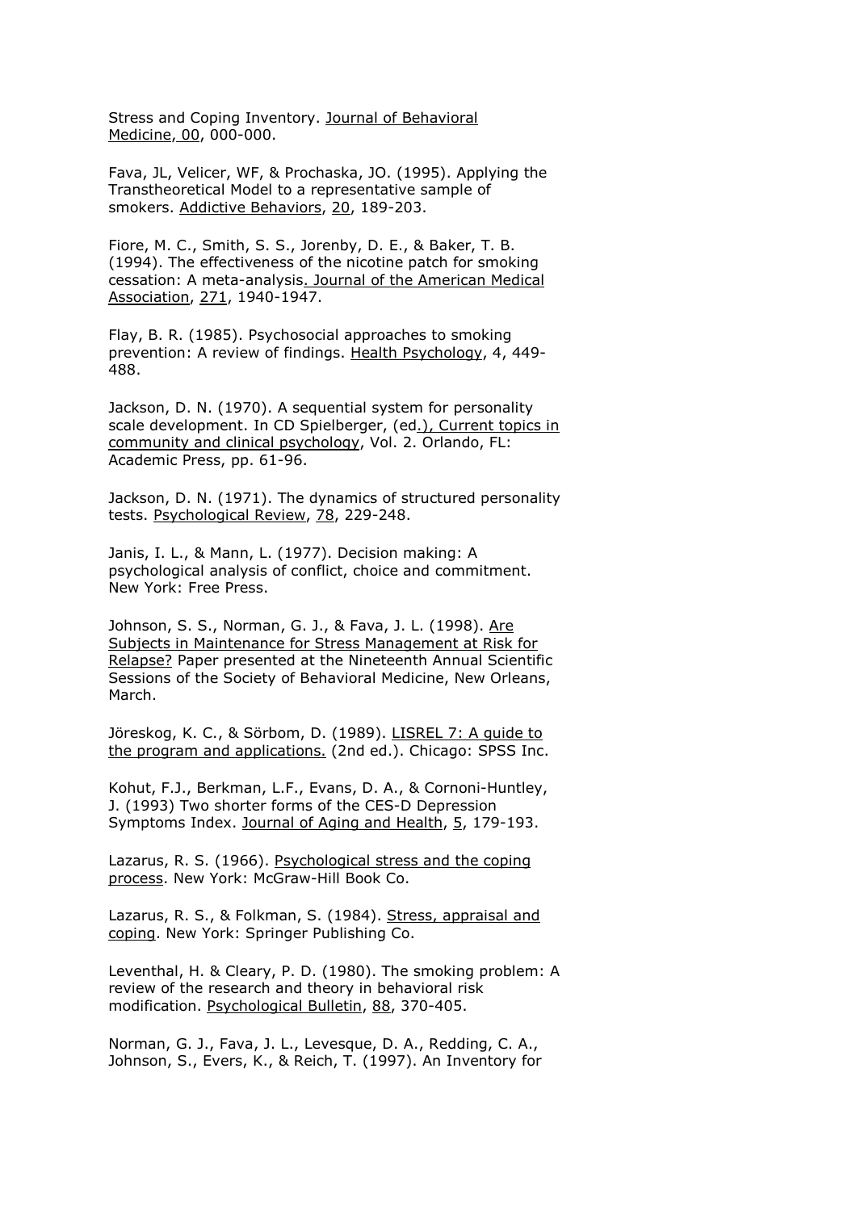Stress and Coping Inventory. Journal of Behavioral Medicine, 00, 000-000.

Fava, JL, Velicer, WF, & Prochaska, JO. (1995). Applying the Transtheoretical Model to a representative sample of smokers. Addictive Behaviors, 20, 189-203.

Fiore, M. C., Smith, S. S., Jorenby, D. E., & Baker, T. B. (1994). The effectiveness of the nicotine patch for smoking cessation: A meta-analysis. Journal of the American Medical Association, 271, 1940-1947.

Flay, B. R. (1985). Psychosocial approaches to smoking prevention: A review of findings. Health Psychology, 4, 449-488.

Jackson, D. N. (1970). A sequential system for personality scale development. In CD Spielberger, (ed.), Current topics in community and clinical psychology, Vol. 2. Orlando, FL: Academic Press, pp. 61-96.

Jackson, D. N. (1971). The dynamics of structured personality tests. Psychological Review, 78, 229-248.

Janis, I. L., & Mann, L. (1977). Decision making: A psychological analysis of conflict, choice and commitment. New York: Free Press.

Johnson, S. S., Norman, G. J., & Fava, J. L. (1998). Are Subjects in Maintenance for Stress Management at Risk for Relapse? Paper presented at the Nineteenth Annual Scientific Sessions of the Society of Behavioral Medicine, New Orleans, March.

Jöreskog, K. C., & Sörbom, D. (1989). LISREL 7: A guide to the program and applications. (2nd ed.). Chicago: SPSS Inc.

Kohut, F.J., Berkman, L.F., Evans, D. A., & Cornoni-Huntley, J. (1993) Two shorter forms of the CES-D Depression Symptoms Index. Journal of Aging and Health, 5, 179-193.

Lazarus, R. S. (1966). Psychological stress and the coping process. New York: McGraw-Hill Book Co.

Lazarus, R. S., & Folkman, S. (1984). Stress, appraisal and coping. New York: Springer Publishing Co.

Leventhal, H. & Cleary, P. D. (1980). The smoking problem: A review of the research and theory in behavioral risk modification. Psychological Bulletin, 88, 370-405.

Norman, G. J., Fava, J. L., Levesque, D. A., Redding, C. A., Johnson, S., Evers, K., & Reich, T. (1997). An Inventory for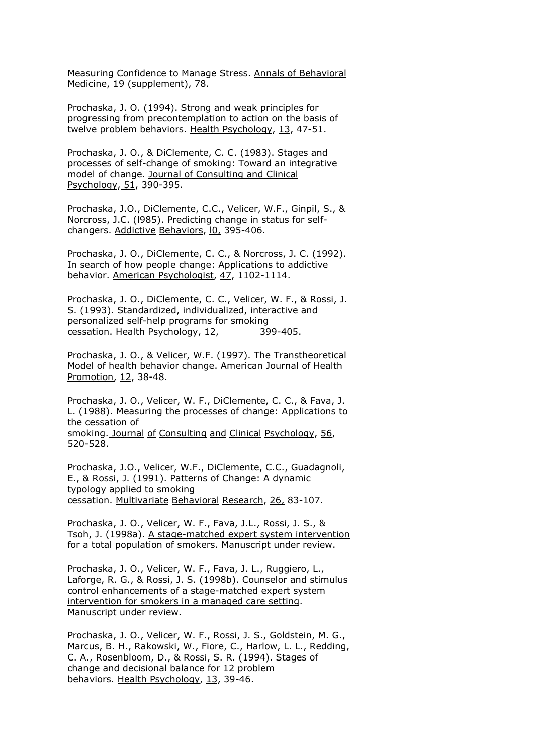Measuring Confidence to Manage Stress. Annals of Behavioral Medicine, 19 (supplement), 78.

Prochaska, J. O. (1994). Strong and weak principles for progressing from precontemplation to action on the basis of twelve problem behaviors. Health Psychology, 13, 47-51.

Prochaska, J. O., & DiClemente, C. C. (1983). Stages and processes of self-change of smoking: Toward an integrative model of change. Journal of Consulting and Clinical Psychology, 51, 390-395.

Prochaska, J.O., DiClemente, C.C., Velicer, W.F., Ginpil, S., & Norcross, J.C. (l985). Predicting change in status for self-changers. Addictive Behaviors, l0, 395-406.

Prochaska, J. O., DiClemente, C. C., & Norcross, J. C. (1992). In search of how people change: Applications to addictive behavior. American Psychologist, 47, 1102-1114.

Prochaska, J. O., DiClemente, C. C., Velicer, W. F., & Rossi, J. S. (1993). Standardized, individualized, interactive and personalized self-help programs for smoking cessation. Health Psychology, 12, 399-405.

Prochaska, J. O., & Velicer, W.F. (1997). The Transtheoretical Model of health behavior change. American Journal of Health Promotion, 12, 38-48.

Prochaska, J. O., Velicer, W. F., DiClemente, C. C., & Fava, J. L. (1988). Measuring the processes of change: Applications to the cessation of smoking. Journal of Consulting and Clinical Psychology, 56, 520-528.

Prochaska, J.O., Velicer, W.F., DiClemente, C.C., Guadagnoli, E., & Rossi, J. (1991). Patterns of Change: A dynamic typology applied to smoking cessation. Multivariate Behavioral Research, 26, 83-107.

Prochaska, J. O., Velicer, W. F., Fava, J.L., Rossi, J. S., & Tsoh, J. (1998a). A stage-matched expert system intervention for a total population of smokers. Manuscript under review.

Prochaska, J. O., Velicer, W. F., Fava, J. L., Ruggiero, L., Laforge, R. G., & Rossi, J. S. (1998b). Counselor and stimulus control enhancements of a stage-matched expert system intervention for smokers in a managed care setting. Manuscript under review.

Prochaska, J. O., Velicer, W. F., Rossi, J. S., Goldstein, M. G., Marcus, B. H., Rakowski, W., Fiore, C., Harlow, L. L., Redding, C. A., Rosenbloom, D., & Rossi, S. R. (1994). Stages of change and decisional balance for 12 problem behaviors. Health Psychology, 13, 39-46.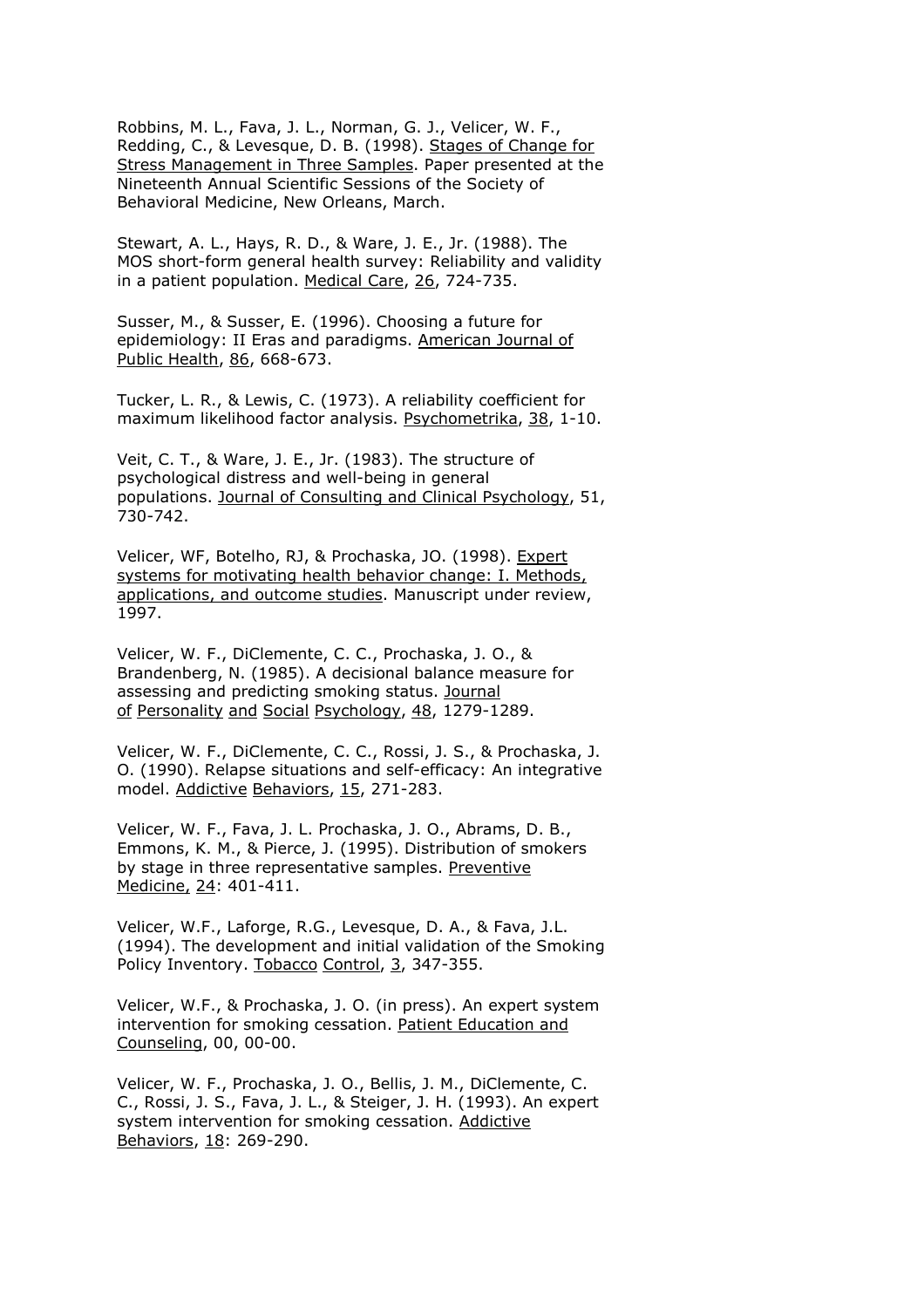Robbins, M. L., Fava, J. L., Norman, G. J., Velicer, W. F., Redding, C., & Levesque, D. B. (1998). Stages of Change for Stress Management in Three Samples. Paper presented at the Nineteenth Annual Scientific Sessions of the Society of Behavioral Medicine, New Orleans, March.

Stewart, A. L., Hays, R. D., & Ware, J. E., Jr. (1988). The MOS short-form general health survey: Reliability and validity in a patient population. Medical Care, 26, 724-735.

Susser, M., & Susser, E. (1996). Choosing a future for epidemiology: II Eras and paradigms. American Journal of Public Health, 86, 668-673.

Tucker, L. R., & Lewis, C. (1973). A reliability coefficient for maximum likelihood factor analysis. Psychometrika, 38, 1-10.

Veit, C. T., & Ware, J. E., Jr. (1983). The structure of psychological distress and well-being in general populations. Journal of Consulting and Clinical Psychology, 51, 730-742.

Velicer, WF, Botelho, RJ, & Prochaska, JO. (1998). Expert systems for motivating health behavior change: I. Methods, applications, and outcome studies. Manuscript under review, 1997.

Velicer, W. F., DiClemente, C. C., Prochaska, J. O., & Brandenberg, N. (1985). A decisional balance measure for assessing and predicting smoking status. Journal of Personality and Social Psychology, 48, 1279-1289.

Velicer, W. F., DiClemente, C. C., Rossi, J. S., & Prochaska, J. O. (1990). Relapse situations and self-efficacy: An integrative model. Addictive Behaviors, 15, 271-283.

Velicer, W. F., Fava, J. L. Prochaska, J. O., Abrams, D. B., Emmons, K. M., & Pierce, J. (1995). Distribution of smokers by stage in three representative samples. Preventive Medicine, 24: 401-411.

Velicer, W.F., Laforge, R.G., Levesque, D. A., & Fava, J.L. (1994). The development and initial validation of the Smoking Policy Inventory. Tobacco Control, 3, 347-355.

Velicer, W.F., & Prochaska, J. O. (in press). An expert system intervention for smoking cessation. Patient Education and Counseling, 00, 00-00.

Velicer, W. F., Prochaska, J. O., Bellis, J. M., DiClemente, C. C., Rossi, J. S., Fava, J. L., & Steiger, J. H. (1993). An expert system intervention for smoking cessation. Addictive Behaviors, 18: 269-290.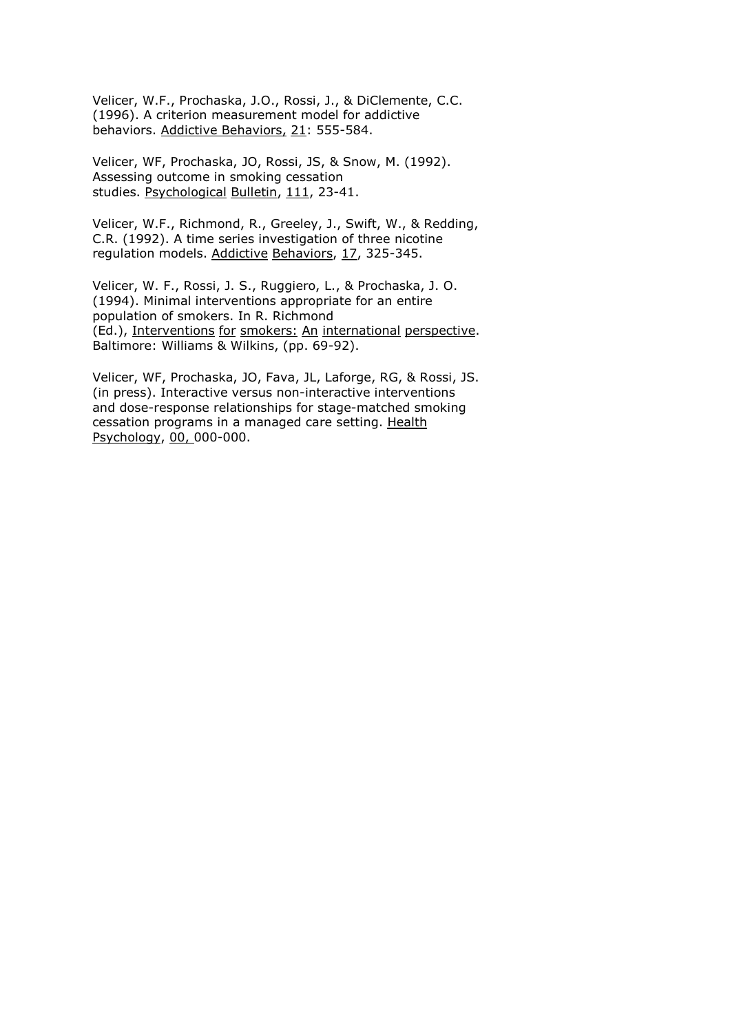Velicer, W.F., Prochaska, J.O., Rossi, J., & DiClemente, C.C. (1996). A criterion measurement model for addictive behaviors. Addictive Behaviors, 21: 555-584.

Velicer, WF, Prochaska, JO, Rossi, JS, & Snow, M. (1992). Assessing outcome in smoking cessation studies. Psychological Bulletin, 111, 23-41.

Velicer, W.F., Richmond, R., Greeley, J., Swift, W., & Redding, C.R. (1992). A time series investigation of three nicotine regulation models. Addictive Behaviors, 17, 325-345.

Velicer, W. F., Rossi, J. S., Ruggiero, L., & Prochaska, J. O. (1994). Minimal interventions appropriate for an entire population of smokers. In R. Richmond (Ed.), Interventions for smokers: An international perspective. Baltimore: Williams & Wilkins, (pp. 69-92).

Velicer, WF, Prochaska, JO, Fava, JL, Laforge, RG, & Rossi, JS. (in press). Interactive versus non-interactive interventions and dose-response relationships for stage-matched smoking cessation programs in a managed care setting. Health Psychology, 00, 000-000.